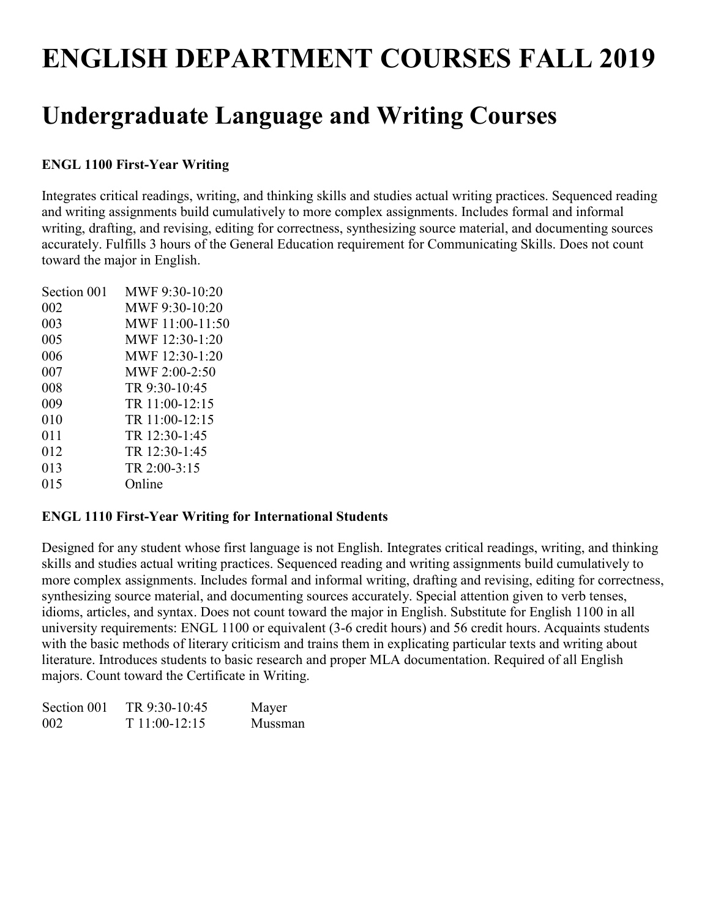# ENGLISH DEPARTMENT COURSES FALL 2019

## Undergraduate Language and Writing Courses

**ENGL 1100 First-Year Writing**

Integrates critical readings, writing, and thinking skills and studies actual writing practices. Sequenced reading and writing assignments build cumulatively to more complex assignments. Includes formal and informal writing, drafting, and revising, editing for correctness, synthesizing source material, and documenting sources accurately. Fulfills 3 hours of the General Education requirement for Communicating Skills. Does not count toward the major in English.

| Section | Time |
|---|---|
| Section 001 | MWF 9:30-10:20 |
| 002 | MWF 9:30-10:20 |
| 003 | MWF 11:00-11:50 |
| 005 | MWF 12:30-1:20 |
| 006 | MWF 12:30-1:20 |
| 007 | MWF 2:00-2:50 |
| 008 | TR 9:30-10:45 |
| 009 | TR 11:00-12:15 |
| 010 | TR 11:00-12:15 |
| 011 | TR 12:30-1:45 |
| 012 | TR 12:30-1:45 |
| 013 | TR 2:00-3:15 |
| 015 | Online |

**ENGL 1110 First-Year Writing for International Students**

Designed for any student whose first language is not English. Integrates critical readings, writing, and thinking skills and studies actual writing practices. Sequenced reading and writing assignments build cumulatively to more complex assignments. Includes formal and informal writing, drafting and revising, editing for correctness, synthesizing source material, and documenting sources accurately. Special attention given to verb tenses, idioms, articles, and syntax. Does not count toward the major in English. Substitute for English 1100 in all university requirements: ENGL 1100 or equivalent (3-6 credit hours) and 56 credit hours. Acquaints students with the basic methods of literary criticism and trains them in explicating particular texts and writing about literature. Introduces students to basic research and proper MLA documentation. Required of all English majors. Count toward the Certificate in Writing.

| Section | Time | Instructor |
|---|---|---|
| Section 001 | TR 9:30-10:45 | Mayer |
| 002 | T 11:00-12:15 | Mussman |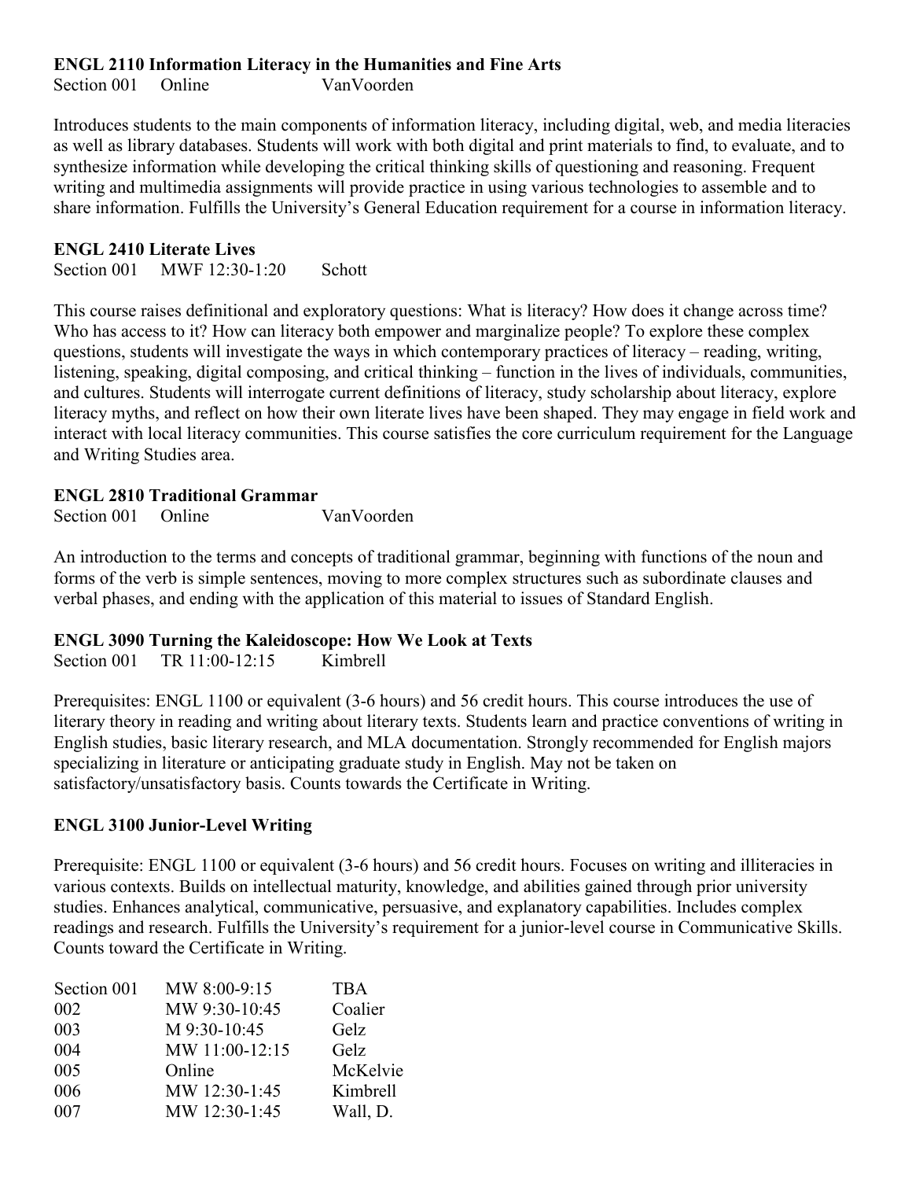**ENGL 2110 Information Literacy in the Humanities and Fine Arts**
Section 001 Online VanVoorden

Introduces students to the main components of information literacy, including digital, web, and media literacies as well as library databases. Students will work with both digital and print materials to find, to evaluate, and to synthesize information while developing the critical thinking skills of questioning and reasoning. Frequent writing and multimedia assignments will provide practice in using various technologies to assemble and to share information. Fulfills the University's General Education requirement for a course in information literacy.

**ENGL 2410 Literate Lives**
Section 001 MWF 12:30-1:20 Schott

This course raises definitional and exploratory questions: What is literacy? How does it change across time? Who has access to it? How can literacy both empower and marginalize people? To explore these complex questions, students will investigate the ways in which contemporary practices of literacy – reading, writing, listening, speaking, digital composing, and critical thinking – function in the lives of individuals, communities, and cultures. Students will interrogate current definitions of literacy, study scholarship about literacy, explore literacy myths, and reflect on how their own literate lives have been shaped. They may engage in field work and interact with local literacy communities. This course satisfies the core curriculum requirement for the Language and Writing Studies area.

**ENGL 2810 Traditional Grammar**
Section 001 Online VanVoorden

An introduction to the terms and concepts of traditional grammar, beginning with functions of the noun and forms of the verb is simple sentences, moving to more complex structures such as subordinate clauses and verbal phases, and ending with the application of this material to issues of Standard English.

**ENGL 3090 Turning the Kaleidoscope: How We Look at Texts**
Section 001 TR 11:00-12:15 Kimbrell

Prerequisites: ENGL 1100 or equivalent (3-6 hours) and 56 credit hours. This course introduces the use of literary theory in reading and writing about literary texts. Students learn and practice conventions of writing in English studies, basic literary research, and MLA documentation. Strongly recommended for English majors specializing in literature or anticipating graduate study in English. May not be taken on satisfactory/unsatisfactory basis. Counts towards the Certificate in Writing.

**ENGL 3100 Junior-Level Writing**

Prerequisite: ENGL 1100 or equivalent (3-6 hours) and 56 credit hours. Focuses on writing and illiteracies in various contexts. Builds on intellectual maturity, knowledge, and abilities gained through prior university studies. Enhances analytical, communicative, persuasive, and explanatory capabilities. Includes complex readings and research. Fulfills the University's requirement for a junior-level course in Communicative Skills. Counts toward the Certificate in Writing.

| Section | Time | Instructor |
|---|---|---|
| Section 001 | MW 8:00-9:15 | TBA |
| 002 | MW 9:30-10:45 | Coalier |
| 003 | M 9:30-10:45 | Gelz |
| 004 | MW 11:00-12:15 | Gelz |
| 005 | Online | McKelvie |
| 006 | MW 12:30-1:45 | Kimbrell |
| 007 | MW 12:30-1:45 | Wall, D. |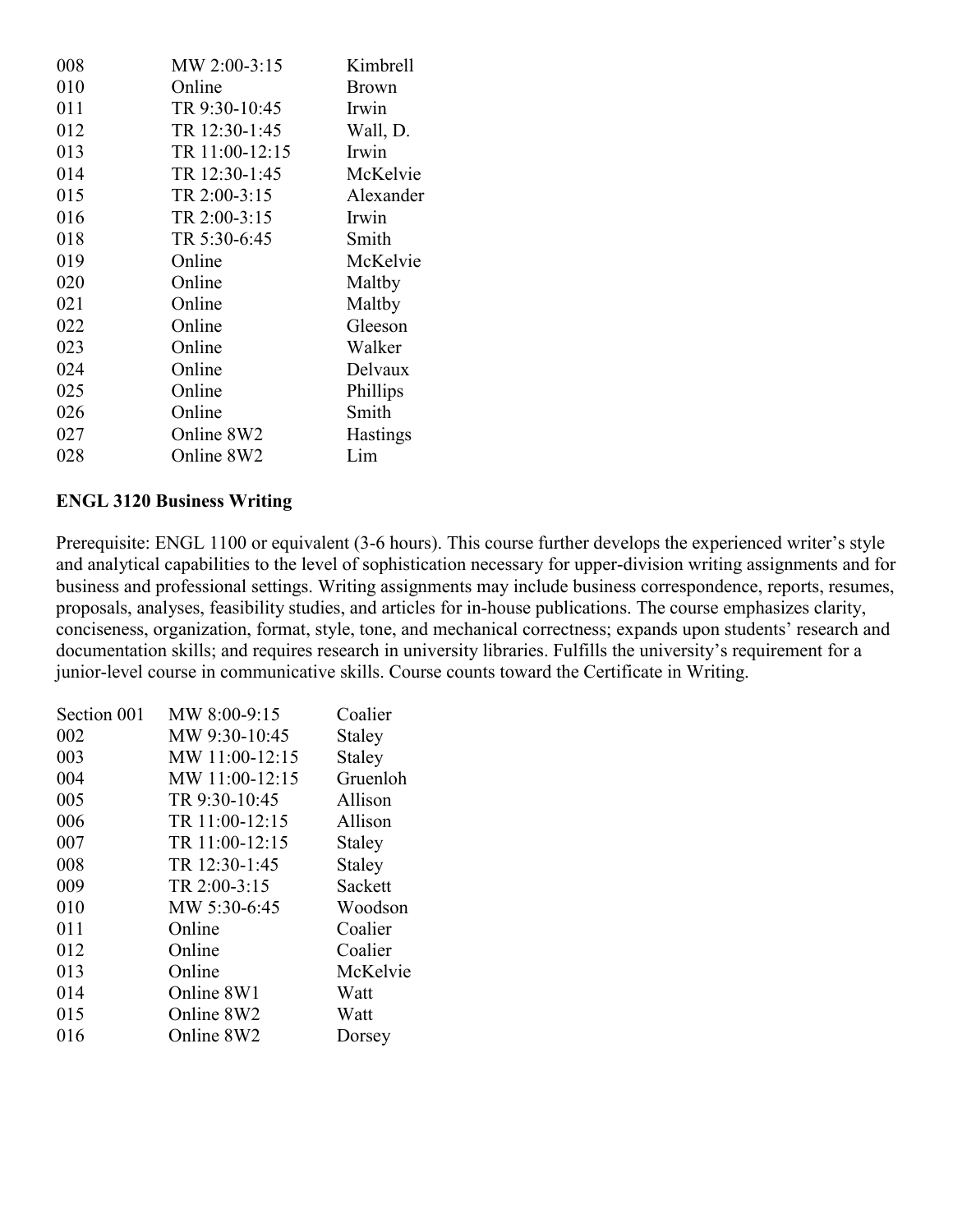| | | |
|---|---|---|
| 008 | MW 2:00-3:15 | Kimbrell |
| 010 | Online | Brown |
| 011 | TR 9:30-10:45 | Irwin |
| 012 | TR 12:30-1:45 | Wall, D. |
| 013 | TR 11:00-12:15 | Irwin |
| 014 | TR 12:30-1:45 | McKelvie |
| 015 | TR 2:00-3:15 | Alexander |
| 016 | TR 2:00-3:15 | Irwin |
| 018 | TR 5:30-6:45 | Smith |
| 019 | Online | McKelvie |
| 020 | Online | Maltby |
| 021 | Online | Maltby |
| 022 | Online | Gleeson |
| 023 | Online | Walker |
| 024 | Online | Delvaux |
| 025 | Online | Phillips |
| 026 | Online | Smith |
| 027 | Online 8W2 | Hastings |
| 028 | Online 8W2 | Lim |

**ENGL 3120 Business Writing**

Prerequisite: ENGL 1100 or equivalent (3-6 hours). This course further develops the experienced writer's style and analytical capabilities to the level of sophistication necessary for upper-division writing assignments and for business and professional settings. Writing assignments may include business correspondence, reports, resumes, proposals, analyses, feasibility studies, and articles for in-house publications. The course emphasizes clarity, conciseness, organization, format, style, tone, and mechanical correctness; expands upon students' research and documentation skills; and requires research in university libraries. Fulfills the university's requirement for a junior-level course in communicative skills. Course counts toward the Certificate in Writing.

| | | |
|---|---|---|
| Section 001 | MW 8:00-9:15 | Coalier |
| 002 | MW 9:30-10:45 | Staley |
| 003 | MW 11:00-12:15 | Staley |
| 004 | MW 11:00-12:15 | Gruenloh |
| 005 | TR 9:30-10:45 | Allison |
| 006 | TR 11:00-12:15 | Allison |
| 007 | TR 11:00-12:15 | Staley |
| 008 | TR 12:30-1:45 | Staley |
| 009 | TR 2:00-3:15 | Sackett |
| 010 | MW 5:30-6:45 | Woodson |
| 011 | Online | Coalier |
| 012 | Online | Coalier |
| 013 | Online | McKelvie |
| 014 | Online 8W1 | Watt |
| 015 | Online 8W2 | Watt |
| 016 | Online 8W2 | Dorsey |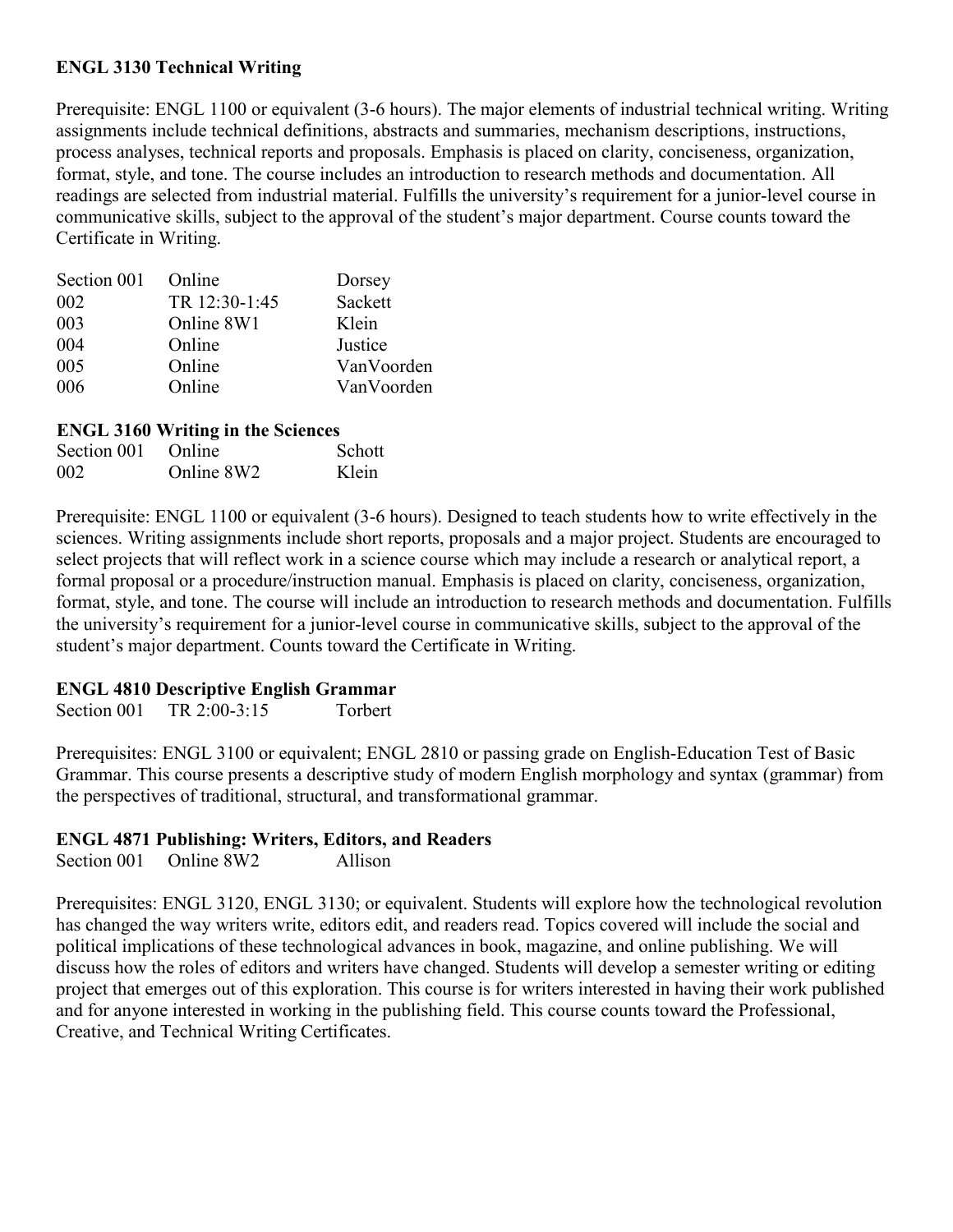**ENGL 3130 Technical Writing**

Prerequisite: ENGL 1100 or equivalent (3-6 hours). The major elements of industrial technical writing. Writing assignments include technical definitions, abstracts and summaries, mechanism descriptions, instructions, process analyses, technical reports and proposals. Emphasis is placed on clarity, conciseness, organization, format, style, and tone. The course includes an introduction to research methods and documentation. All readings are selected from industrial material. Fulfills the university's requirement for a junior-level course in communicative skills, subject to the approval of the student's major department. Course counts toward the Certificate in Writing.

| Section 001 | Online | Dorsey |
|---|---|---|
| 002 | TR 12:30-1:45 | Sackett |
| 003 | Online 8W1 | Klein |
| 004 | Online | Justice |
| 005 | Online | VanVoorden |
| 006 | Online | VanVoorden |

**ENGL 3160 Writing in the Sciences**

| Section 001 | Online | Schott |
|---|---|---|
| 002 | Online 8W2 | Klein |

Prerequisite: ENGL 1100 or equivalent (3-6 hours). Designed to teach students how to write effectively in the sciences. Writing assignments include short reports, proposals and a major project. Students are encouraged to select projects that will reflect work in a science course which may include a research or analytical report, a formal proposal or a procedure/instruction manual. Emphasis is placed on clarity, conciseness, organization, format, style, and tone. The course will include an introduction to research methods and documentation. Fulfills the university's requirement for a junior-level course in communicative skills, subject to the approval of the student's major department. Counts toward the Certificate in Writing.

**ENGL 4810 Descriptive English Grammar**

Section 001 TR 2:00-3:15 Torbert

Prerequisites: ENGL 3100 or equivalent; ENGL 2810 or passing grade on English-Education Test of Basic Grammar. This course presents a descriptive study of modern English morphology and syntax (grammar) from the perspectives of traditional, structural, and transformational grammar.

**ENGL 4871 Publishing: Writers, Editors, and Readers**

Section 001 Online 8W2 Allison

Prerequisites: ENGL 3120, ENGL 3130; or equivalent. Students will explore how the technological revolution has changed the way writers write, editors edit, and readers read. Topics covered will include the social and political implications of these technological advances in book, magazine, and online publishing. We will discuss how the roles of editors and writers have changed. Students will develop a semester writing or editing project that emerges out of this exploration. This course is for writers interested in having their work published and for anyone interested in working in the publishing field. This course counts toward the Professional, Creative, and Technical Writing Certificates.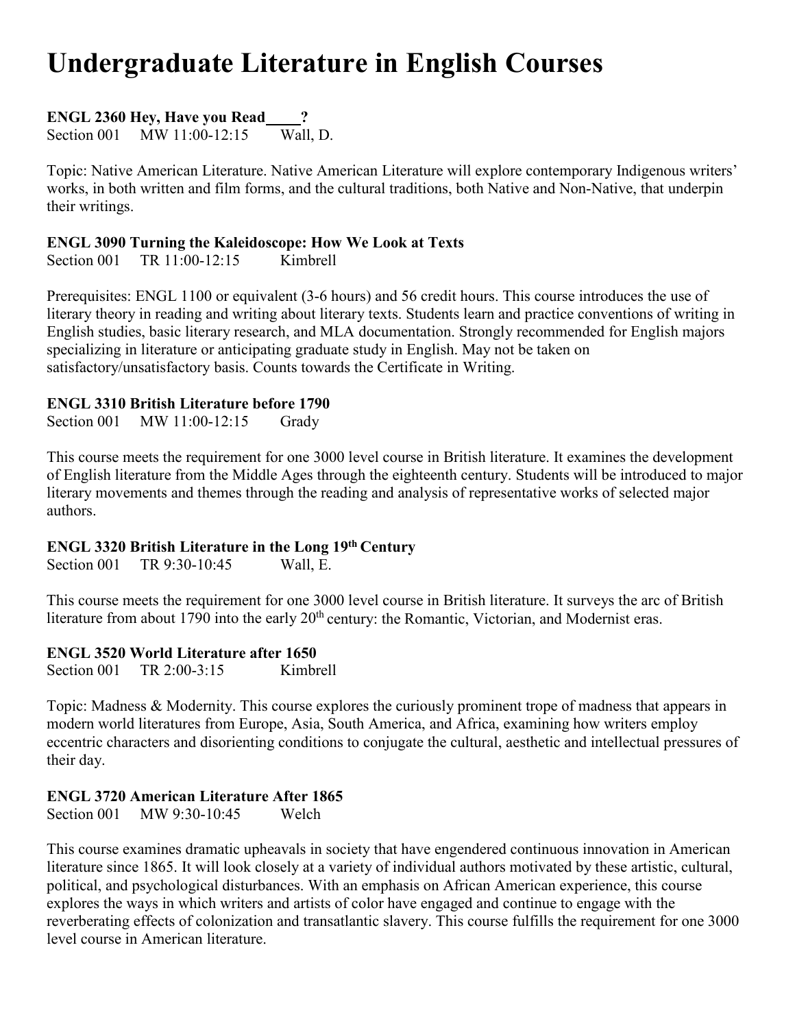# Undergraduate Literature in English Courses

**ENGL 2360 Hey, Have you Read\_\_\_\_?**
Section 001 MW 11:00-12:15 Wall, D.

Topic: Native American Literature. Native American Literature will explore contemporary Indigenous writers' works, in both written and film forms, and the cultural traditions, both Native and Non-Native, that underpin their writings.

**ENGL 3090 Turning the Kaleidoscope: How We Look at Texts**
Section 001 TR 11:00-12:15 Kimbrell

Prerequisites: ENGL 1100 or equivalent (3-6 hours) and 56 credit hours. This course introduces the use of literary theory in reading and writing about literary texts. Students learn and practice conventions of writing in English studies, basic literary research, and MLA documentation. Strongly recommended for English majors specializing in literature or anticipating graduate study in English. May not be taken on satisfactory/unsatisfactory basis. Counts towards the Certificate in Writing.

**ENGL 3310 British Literature before 1790**
Section 001 MW 11:00-12:15 Grady

This course meets the requirement for one 3000 level course in British literature. It examines the development of English literature from the Middle Ages through the eighteenth century. Students will be introduced to major literary movements and themes through the reading and analysis of representative works of selected major authors.

**ENGL 3320 British Literature in the Long 19th Century**
Section 001 TR 9:30-10:45 Wall, E.

This course meets the requirement for one 3000 level course in British literature. It surveys the arc of British literature from about 1790 into the early 20th century: the Romantic, Victorian, and Modernist eras.

**ENGL 3520 World Literature after 1650**
Section 001 TR 2:00-3:15 Kimbrell

Topic: Madness & Modernity. This course explores the curiously prominent trope of madness that appears in modern world literatures from Europe, Asia, South America, and Africa, examining how writers employ eccentric characters and disorienting conditions to conjugate the cultural, aesthetic and intellectual pressures of their day.

**ENGL 3720 American Literature After 1865**
Section 001 MW 9:30-10:45 Welch

This course examines dramatic upheavals in society that have engendered continuous innovation in American literature since 1865. It will look closely at a variety of individual authors motivated by these artistic, cultural, political, and psychological disturbances. With an emphasis on African American experience, this course explores the ways in which writers and artists of color have engaged and continue to engage with the reverberating effects of colonization and transatlantic slavery. This course fulfills the requirement for one 3000 level course in American literature.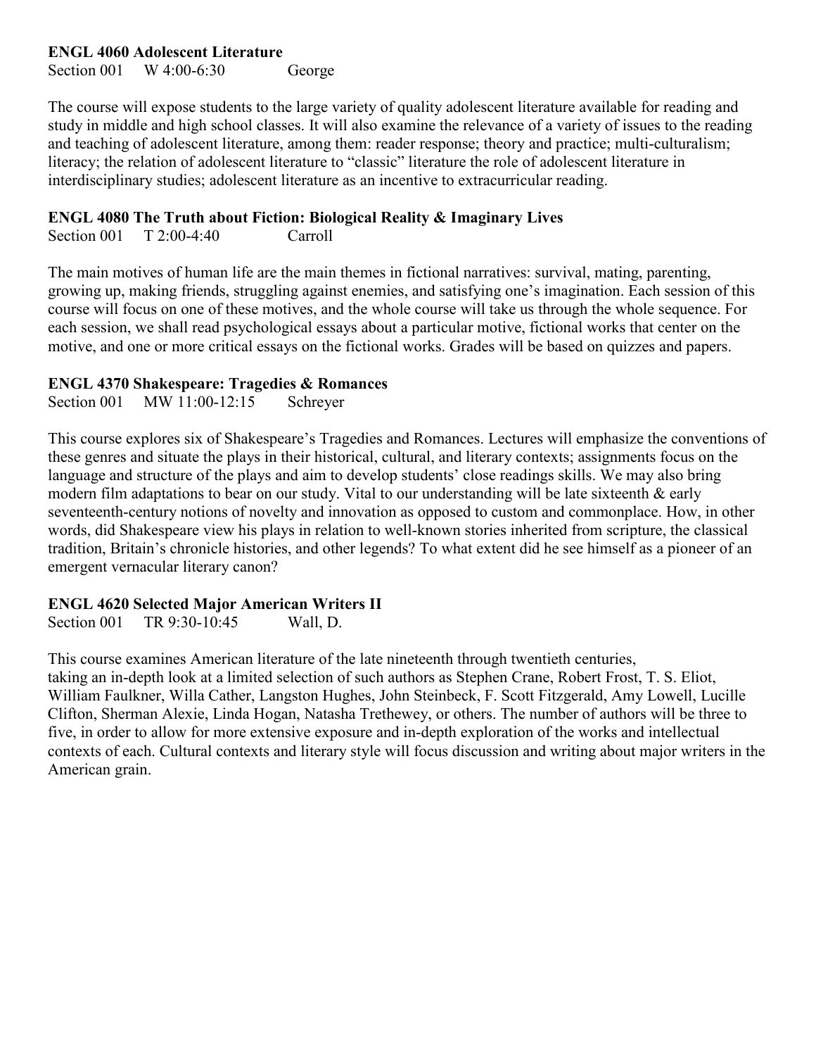**ENGL 4060 Adolescent Literature**
Section 001 W 4:00-6:30 George

The course will expose students to the large variety of quality adolescent literature available for reading and study in middle and high school classes. It will also examine the relevance of a variety of issues to the reading and teaching of adolescent literature, among them: reader response; theory and practice; multi-culturalism; literacy; the relation of adolescent literature to "classic" literature the role of adolescent literature in interdisciplinary studies; adolescent literature as an incentive to extracurricular reading.

**ENGL 4080 The Truth about Fiction: Biological Reality & Imaginary Lives**
Section 001 T 2:00-4:40 Carroll

The main motives of human life are the main themes in fictional narratives: survival, mating, parenting, growing up, making friends, struggling against enemies, and satisfying one's imagination. Each session of this course will focus on one of these motives, and the whole course will take us through the whole sequence. For each session, we shall read psychological essays about a particular motive, fictional works that center on the motive, and one or more critical essays on the fictional works. Grades will be based on quizzes and papers.

**ENGL 4370 Shakespeare: Tragedies & Romances**
Section 001 MW 11:00-12:15 Schreyer

This course explores six of Shakespeare's Tragedies and Romances. Lectures will emphasize the conventions of these genres and situate the plays in their historical, cultural, and literary contexts; assignments focus on the language and structure of the plays and aim to develop students' close readings skills. We may also bring modern film adaptations to bear on our study. Vital to our understanding will be late sixteenth & early seventeenth-century notions of novelty and innovation as opposed to custom and commonplace. How, in other words, did Shakespeare view his plays in relation to well-known stories inherited from scripture, the classical tradition, Britain's chronicle histories, and other legends? To what extent did he see himself as a pioneer of an emergent vernacular literary canon?

**ENGL 4620 Selected Major American Writers II**
Section 001 TR 9:30-10:45 Wall, D.

This course examines American literature of the late nineteenth through twentieth centuries, taking an in-depth look at a limited selection of such authors as Stephen Crane, Robert Frost, T. S. Eliot, William Faulkner, Willa Cather, Langston Hughes, John Steinbeck, F. Scott Fitzgerald, Amy Lowell, Lucille Clifton, Sherman Alexie, Linda Hogan, Natasha Trethewey, or others. The number of authors will be three to five, in order to allow for more extensive exposure and in-depth exploration of the works and intellectual contexts of each. Cultural contexts and literary style will focus discussion and writing about major writers in the American grain.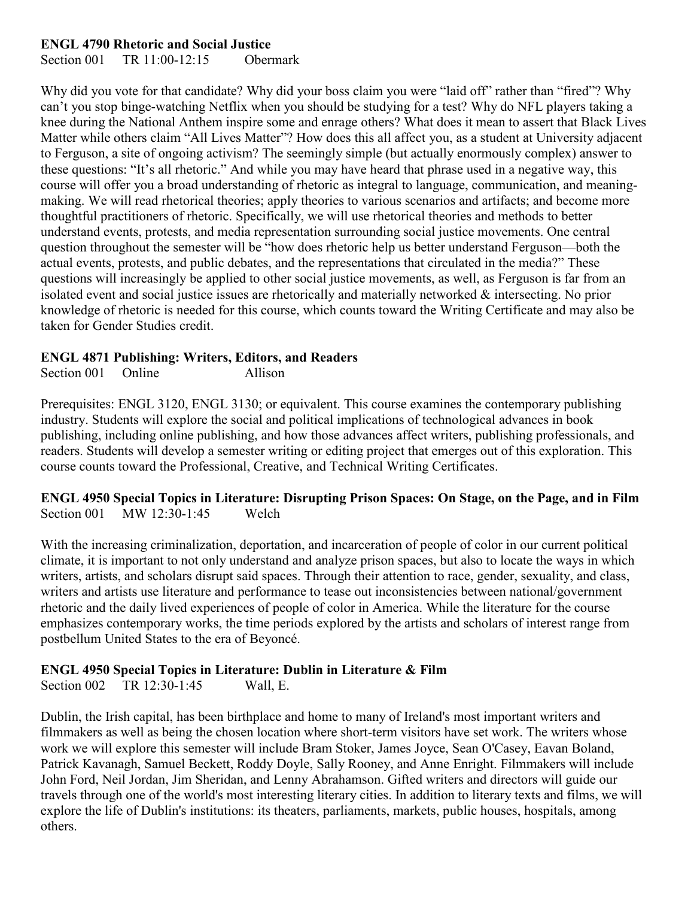### ENGL 4790 Rhetoric and Social Justice

Section 001 TR 11:00-12:15 Obermark

Why did you vote for that candidate? Why did your boss claim you were "laid off" rather than "fired"? Why can't you stop binge-watching Netflix when you should be studying for a test? Why do NFL players taking a knee during the National Anthem inspire some and enrage others? What does it mean to assert that Black Lives Matter while others claim "All Lives Matter"? How does this all affect you, as a student at University adjacent to Ferguson, a site of ongoing activism? The seemingly simple (but actually enormously complex) answer to these questions: "It's all rhetoric." And while you may have heard that phrase used in a negative way, this course will offer you a broad understanding of rhetoric as integral to language, communication, and meaning-making. We will read rhetorical theories; apply theories to various scenarios and artifacts; and become more thoughtful practitioners of rhetoric. Specifically, we will use rhetorical theories and methods to better understand events, protests, and media representation surrounding social justice movements. One central question throughout the semester will be "how does rhetoric help us better understand Ferguson—both the actual events, protests, and public debates, and the representations that circulated in the media?" These questions will increasingly be applied to other social justice movements, as well, as Ferguson is far from an isolated event and social justice issues are rhetorically and materially networked & intersecting. No prior knowledge of rhetoric is needed for this course, which counts toward the Writing Certificate and may also be taken for Gender Studies credit.

### ENGL 4871 Publishing: Writers, Editors, and Readers

Section 001 Online Allison

Prerequisites: ENGL 3120, ENGL 3130; or equivalent. This course examines the contemporary publishing industry. Students will explore the social and political implications of technological advances in book publishing, including online publishing, and how those advances affect writers, publishing professionals, and readers. Students will develop a semester writing or editing project that emerges out of this exploration. This course counts toward the Professional, Creative, and Technical Writing Certificates.

### ENGL 4950 Special Topics in Literature: Disrupting Prison Spaces: On Stage, on the Page, and in Film

Section 001 MW 12:30-1:45 Welch

With the increasing criminalization, deportation, and incarceration of people of color in our current political climate, it is important to not only understand and analyze prison spaces, but also to locate the ways in which writers, artists, and scholars disrupt said spaces. Through their attention to race, gender, sexuality, and class, writers and artists use literature and performance to tease out inconsistencies between national/government rhetoric and the daily lived experiences of people of color in America. While the literature for the course emphasizes contemporary works, the time periods explored by the artists and scholars of interest range from postbellum United States to the era of Beyoncé.

### ENGL 4950 Special Topics in Literature: Dublin in Literature & Film

Section 002 TR 12:30-1:45 Wall, E.

Dublin, the Irish capital, has been birthplace and home to many of Ireland's most important writers and filmmakers as well as being the chosen location where short-term visitors have set work. The writers whose work we will explore this semester will include Bram Stoker, James Joyce, Sean O'Casey, Eavan Boland, Patrick Kavanagh, Samuel Beckett, Roddy Doyle, Sally Rooney, and Anne Enright. Filmmakers will include John Ford, Neil Jordan, Jim Sheridan, and Lenny Abrahamson. Gifted writers and directors will guide our travels through one of the world's most interesting literary cities. In addition to literary texts and films, we will explore the life of Dublin's institutions: its theaters, parliaments, markets, public houses, hospitals, among others.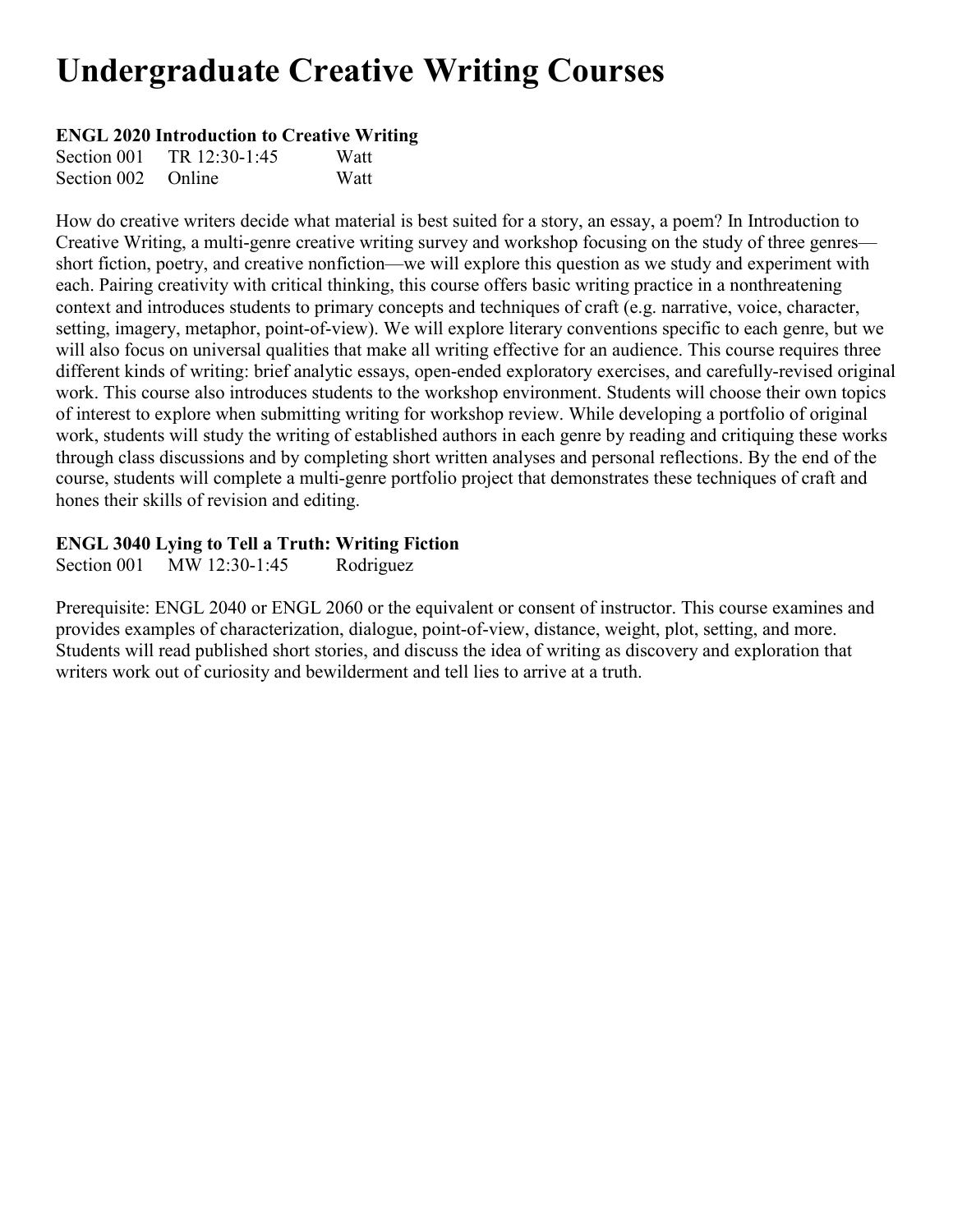# Undergraduate Creative Writing Courses

**ENGL 2020 Introduction to Creative Writing**

| | | |
|---|---|---|
| Section 001 | TR 12:30-1:45 | Watt |
| Section 002 | Online | Watt |

How do creative writers decide what material is best suited for a story, an essay, a poem? In Introduction to Creative Writing, a multi-genre creative writing survey and workshop focusing on the study of three genres—short fiction, poetry, and creative nonfiction—we will explore this question as we study and experiment with each. Pairing creativity with critical thinking, this course offers basic writing practice in a nonthreatening context and introduces students to primary concepts and techniques of craft (e.g. narrative, voice, character, setting, imagery, metaphor, point-of-view). We will explore literary conventions specific to each genre, but we will also focus on universal qualities that make all writing effective for an audience. This course requires three different kinds of writing: brief analytic essays, open-ended exploratory exercises, and carefully-revised original work. This course also introduces students to the workshop environment. Students will choose their own topics of interest to explore when submitting writing for workshop review. While developing a portfolio of original work, students will study the writing of established authors in each genre by reading and critiquing these works through class discussions and by completing short written analyses and personal reflections. By the end of the course, students will complete a multi-genre portfolio project that demonstrates these techniques of craft and hones their skills of revision and editing.

**ENGL 3040 Lying to Tell a Truth: Writing Fiction**

| | | |
|---|---|---|
| Section 001 | MW 12:30-1:45 | Rodriguez |

Prerequisite: ENGL 2040 or ENGL 2060 or the equivalent or consent of instructor. This course examines and provides examples of characterization, dialogue, point-of-view, distance, weight, plot, setting, and more. Students will read published short stories, and discuss the idea of writing as discovery and exploration that writers work out of curiosity and bewilderment and tell lies to arrive at a truth.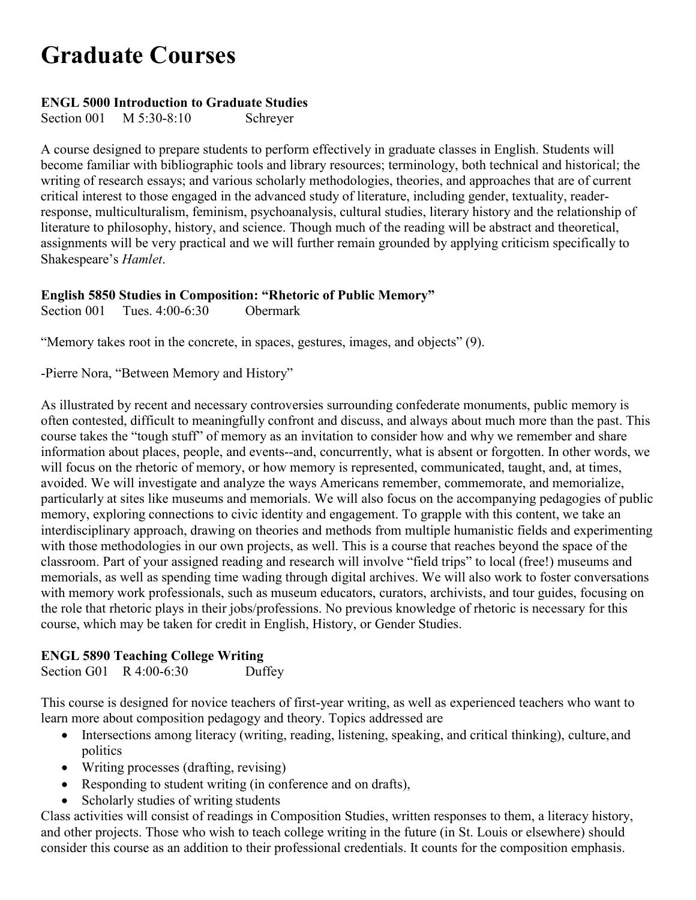# Graduate Courses

**ENGL 5000 Introduction to Graduate Studies**
Section 001 M 5:30-8:10 Schreyer

A course designed to prepare students to perform effectively in graduate classes in English. Students will become familiar with bibliographic tools and library resources; terminology, both technical and historical; the writing of research essays; and various scholarly methodologies, theories, and approaches that are of current critical interest to those engaged in the advanced study of literature, including gender, textuality, reader-response, multiculturalism, feminism, psychoanalysis, cultural studies, literary history and the relationship of literature to philosophy, history, and science. Though much of the reading will be abstract and theoretical, assignments will be very practical and we will further remain grounded by applying criticism specifically to Shakespeare's *Hamlet*.

**English 5850 Studies in Composition: "Rhetoric of Public Memory"**
Section 001 Tues. 4:00-6:30 Obermark

"Memory takes root in the concrete, in spaces, gestures, images, and objects" (9).

-Pierre Nora, "Between Memory and History"

As illustrated by recent and necessary controversies surrounding confederate monuments, public memory is often contested, difficult to meaningfully confront and discuss, and always about much more than the past. This course takes the "tough stuff" of memory as an invitation to consider how and why we remember and share information about places, people, and events--and, concurrently, what is absent or forgotten. In other words, we will focus on the rhetoric of memory, or how memory is represented, communicated, taught, and, at times, avoided. We will investigate and analyze the ways Americans remember, commemorate, and memorialize, particularly at sites like museums and memorials. We will also focus on the accompanying pedagogies of public memory, exploring connections to civic identity and engagement. To grapple with this content, we take an interdisciplinary approach, drawing on theories and methods from multiple humanistic fields and experimenting with those methodologies in our own projects, as well. This is a course that reaches beyond the space of the classroom. Part of your assigned reading and research will involve "field trips" to local (free!) museums and memorials, as well as spending time wading through digital archives. We will also work to foster conversations with memory work professionals, such as museum educators, curators, archivists, and tour guides, focusing on the role that rhetoric plays in their jobs/professions. No previous knowledge of rhetoric is necessary for this course, which may be taken for credit in English, History, or Gender Studies.

**ENGL 5890 Teaching College Writing**
Section G01 R 4:00-6:30 Duffey

This course is designed for novice teachers of first-year writing, as well as experienced teachers who want to learn more about composition pedagogy and theory. Topics addressed are

- Intersections among literacy (writing, reading, listening, speaking, and critical thinking), culture, and politics
- Writing processes (drafting, revising)
- Responding to student writing (in conference and on drafts),
- Scholarly studies of writing students

Class activities will consist of readings in Composition Studies, written responses to them, a literacy history, and other projects. Those who wish to teach college writing in the future (in St. Louis or elsewhere) should consider this course as an addition to their professional credentials. It counts for the composition emphasis.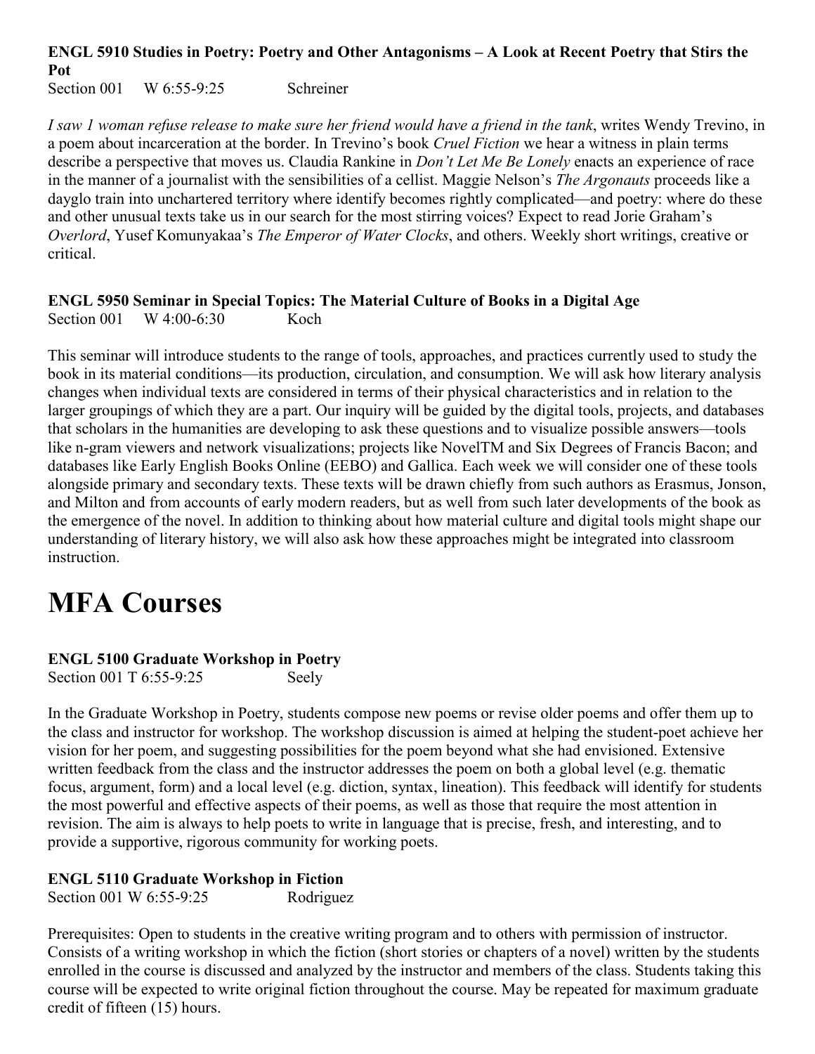**ENGL 5910 Studies in Poetry: Poetry and Other Antagonisms – A Look at Recent Poetry that Stirs the Pot**

Section 001 W 6:55-9:25 Schreiner

*I saw 1 woman refuse release to make sure her friend would have a friend in the tank*, writes Wendy Trevino, in a poem about incarceration at the border. In Trevino's book *Cruel Fiction* we hear a witness in plain terms describe a perspective that moves us. Claudia Rankine in *Don't Let Me Be Lonely* enacts an experience of race in the manner of a journalist with the sensibilities of a cellist. Maggie Nelson's *The Argonauts* proceeds like a dayglo train into unchartered territory where identify becomes rightly complicated—and poetry: where do these and other unusual texts take us in our search for the most stirring voices? Expect to read Jorie Graham's *Overlord*, Yusef Komunyakaa's *The Emperor of Water Clocks*, and others. Weekly short writings, creative or critical.

**ENGL 5950 Seminar in Special Topics: The Material Culture of Books in a Digital Age**

Section 001 W 4:00-6:30 Koch

This seminar will introduce students to the range of tools, approaches, and practices currently used to study the book in its material conditions—its production, circulation, and consumption. We will ask how literary analysis changes when individual texts are considered in terms of their physical characteristics and in relation to the larger groupings of which they are a part. Our inquiry will be guided by the digital tools, projects, and databases that scholars in the humanities are developing to ask these questions and to visualize possible answers—tools like n-gram viewers and network visualizations; projects like NovelTM and Six Degrees of Francis Bacon; and databases like Early English Books Online (EEBO) and Gallica. Each week we will consider one of these tools alongside primary and secondary texts. These texts will be drawn chiefly from such authors as Erasmus, Jonson, and Milton and from accounts of early modern readers, but as well from such later developments of the book as the emergence of the novel. In addition to thinking about how material culture and digital tools might shape our understanding of literary history, we will also ask how these approaches might be integrated into classroom instruction.

# MFA Courses

**ENGL 5100 Graduate Workshop in Poetry**

Section 001 T 6:55-9:25 Seely

In the Graduate Workshop in Poetry, students compose new poems or revise older poems and offer them up to the class and instructor for workshop. The workshop discussion is aimed at helping the student-poet achieve her vision for her poem, and suggesting possibilities for the poem beyond what she had envisioned. Extensive written feedback from the class and the instructor addresses the poem on both a global level (e.g. thematic focus, argument, form) and a local level (e.g. diction, syntax, lineation). This feedback will identify for students the most powerful and effective aspects of their poems, as well as those that require the most attention in revision. The aim is always to help poets to write in language that is precise, fresh, and interesting, and to provide a supportive, rigorous community for working poets.

**ENGL 5110 Graduate Workshop in Fiction**

Section 001 W 6:55-9:25 Rodriguez

Prerequisites: Open to students in the creative writing program and to others with permission of instructor. Consists of a writing workshop in which the fiction (short stories or chapters of a novel) written by the students enrolled in the course is discussed and analyzed by the instructor and members of the class. Students taking this course will be expected to write original fiction throughout the course. May be repeated for maximum graduate credit of fifteen (15) hours.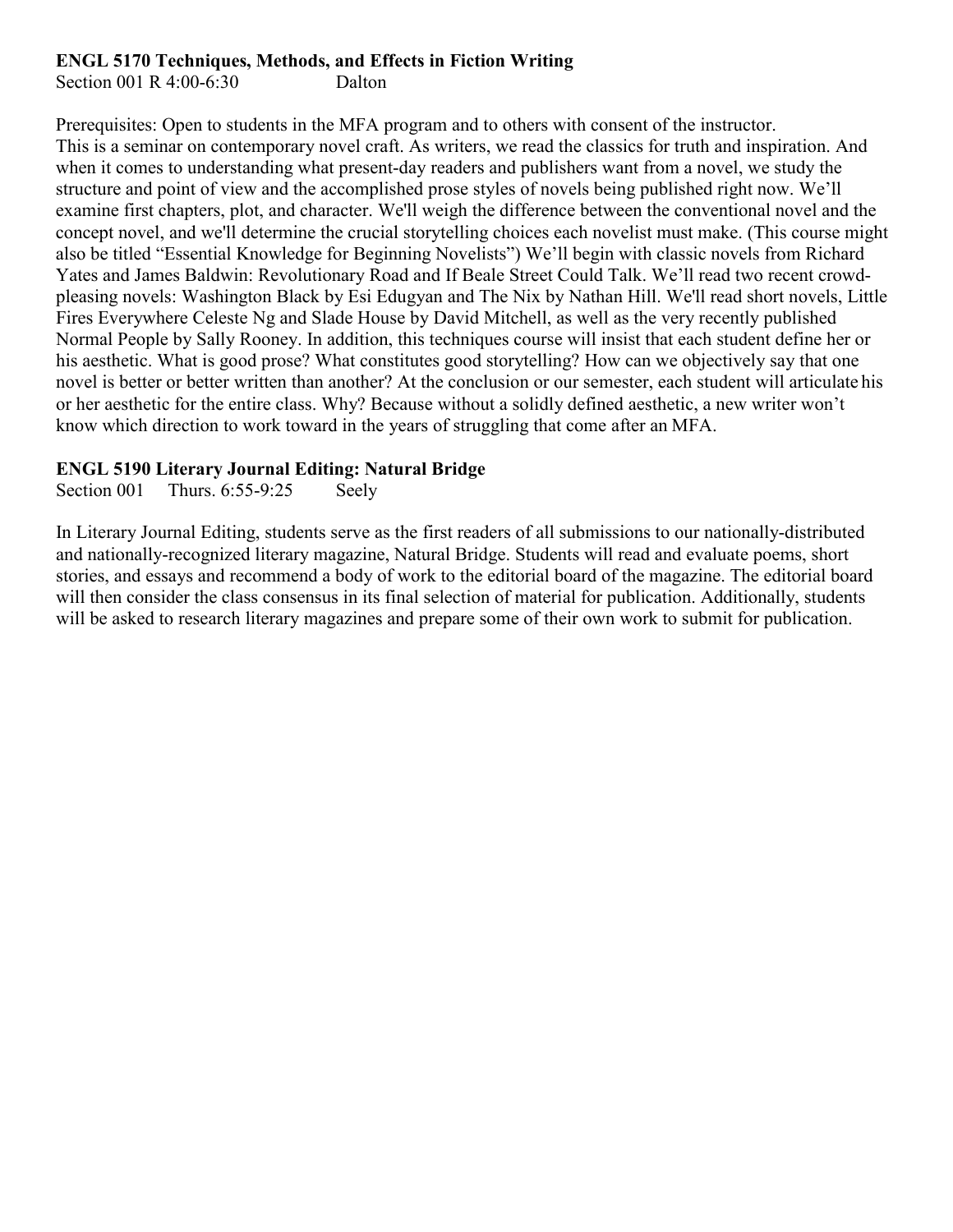**ENGL 5170 Techniques, Methods, and Effects in Fiction Writing**
Section 001 R 4:00-6:30 Dalton

Prerequisites: Open to students in the MFA program and to others with consent of the instructor.
This is a seminar on contemporary novel craft. As writers, we read the classics for truth and inspiration. And when it comes to understanding what present-day readers and publishers want from a novel, we study the structure and point of view and the accomplished prose styles of novels being published right now. We'll examine first chapters, plot, and character. We'll weigh the difference between the conventional novel and the concept novel, and we'll determine the crucial storytelling choices each novelist must make. (This course might also be titled "Essential Knowledge for Beginning Novelists") We'll begin with classic novels from Richard Yates and James Baldwin: Revolutionary Road and If Beale Street Could Talk. We'll read two recent crowd-pleasing novels: Washington Black by Esi Edugyan and The Nix by Nathan Hill. We'll read short novels, Little Fires Everywhere Celeste Ng and Slade House by David Mitchell, as well as the very recently published Normal People by Sally Rooney. In addition, this techniques course will insist that each student define her or his aesthetic. What is good prose? What constitutes good storytelling? How can we objectively say that one novel is better or better written than another? At the conclusion or our semester, each student will articulate his or her aesthetic for the entire class. Why? Because without a solidly defined aesthetic, a new writer won't know which direction to work toward in the years of struggling that come after an MFA.

**ENGL 5190 Literary Journal Editing: Natural Bridge**
Section 001 Thurs. 6:55-9:25 Seely

In Literary Journal Editing, students serve as the first readers of all submissions to our nationally-distributed and nationally-recognized literary magazine, Natural Bridge. Students will read and evaluate poems, short stories, and essays and recommend a body of work to the editorial board of the magazine. The editorial board will then consider the class consensus in its final selection of material for publication. Additionally, students will be asked to research literary magazines and prepare some of their own work to submit for publication.